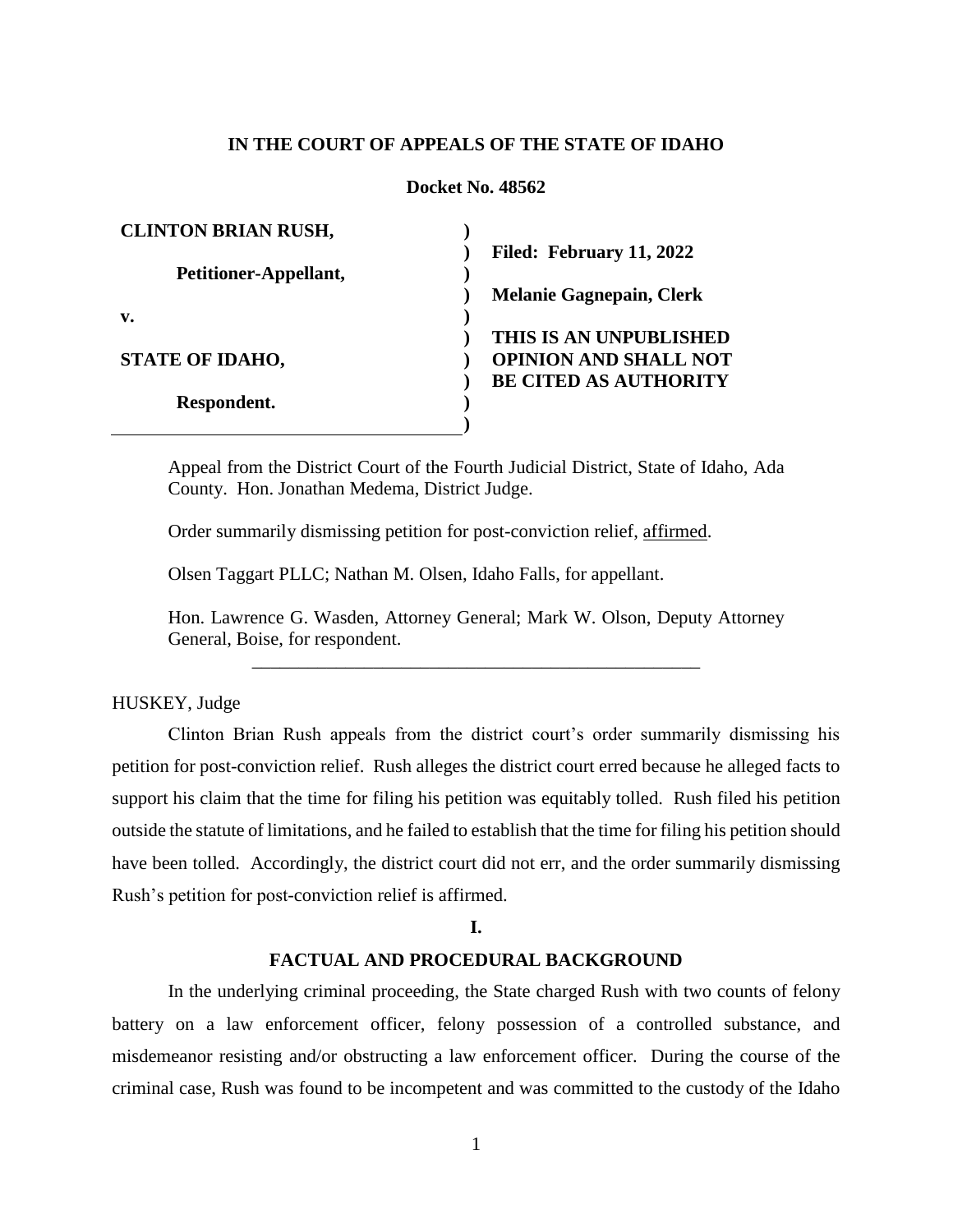**IN THE COURT OF APPEALS OF THE STATE OF IDAHO**

**Docket No. 48562**

| | |
|---|---|
| **CLINTON BRIAN RUSH,** <br> **Petitioner-Appellant,** <br> **v.** <br> **STATE OF IDAHO,** <br> **Respondent.** | **Filed: February 11, 2022** <br> **Melanie Gagnepain, Clerk** <br> **THIS IS AN UNPUBLISHED OPINION AND SHALL NOT BE CITED AS AUTHORITY** |

Appeal from the District Court of the Fourth Judicial District, State of Idaho, Ada County. Hon. Jonathan Medema, District Judge.

Order summarily dismissing petition for post-conviction relief, affirmed.

Olsen Taggart PLLC; Nathan M. Olsen, Idaho Falls, for appellant.

Hon. Lawrence G. Wasden, Attorney General; Mark W. Olson, Deputy Attorney General, Boise, for respondent.

---

HUSKEY, Judge

Clinton Brian Rush appeals from the district court's order summarily dismissing his petition for post-conviction relief. Rush alleges the district court erred because he alleged facts to support his claim that the time for filing his petition was equitably tolled. Rush filed his petition outside the statute of limitations, and he failed to establish that the time for filing his petition should have been tolled. Accordingly, the district court did not err, and the order summarily dismissing Rush's petition for post-conviction relief is affirmed.

## I.

## FACTUAL AND PROCEDURAL BACKGROUND

In the underlying criminal proceeding, the State charged Rush with two counts of felony battery on a law enforcement officer, felony possession of a controlled substance, and misdemeanor resisting and/or obstructing a law enforcement officer. During the course of the criminal case, Rush was found to be incompetent and was committed to the custody of the Idaho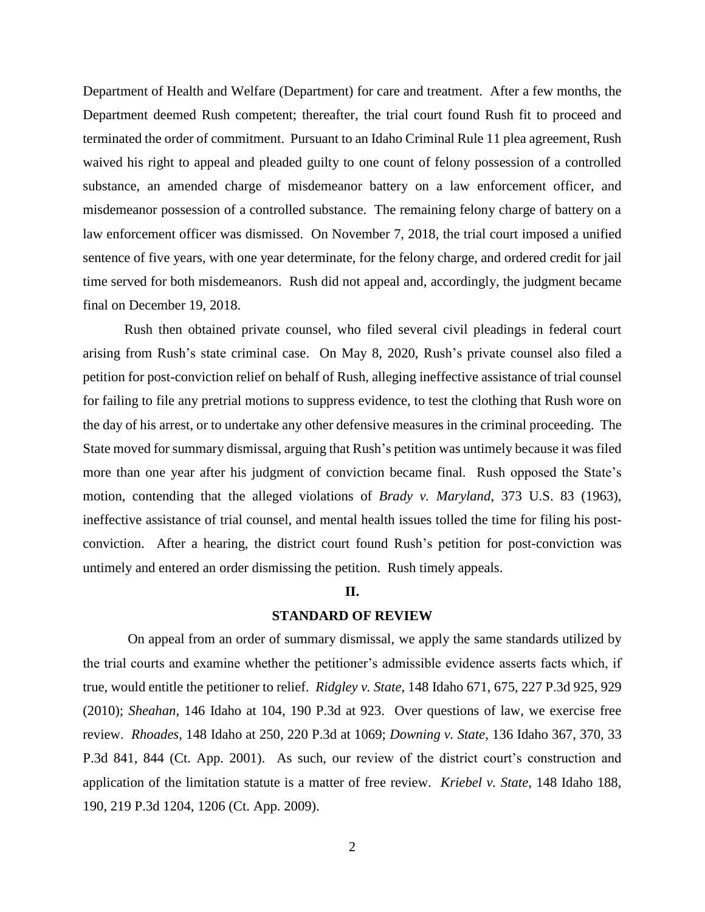Department of Health and Welfare (Department) for care and treatment. After a few months, the Department deemed Rush competent; thereafter, the trial court found Rush fit to proceed and terminated the order of commitment. Pursuant to an Idaho Criminal Rule 11 plea agreement, Rush waived his right to appeal and pleaded guilty to one count of felony possession of a controlled substance, an amended charge of misdemeanor battery on a law enforcement officer, and misdemeanor possession of a controlled substance. The remaining felony charge of battery on a law enforcement officer was dismissed. On November 7, 2018, the trial court imposed a unified sentence of five years, with one year determinate, for the felony charge, and ordered credit for jail time served for both misdemeanors. Rush did not appeal and, accordingly, the judgment became final on December 19, 2018.

Rush then obtained private counsel, who filed several civil pleadings in federal court arising from Rush's state criminal case. On May 8, 2020, Rush's private counsel also filed a petition for post-conviction relief on behalf of Rush, alleging ineffective assistance of trial counsel for failing to file any pretrial motions to suppress evidence, to test the clothing that Rush wore on the day of his arrest, or to undertake any other defensive measures in the criminal proceeding. The State moved for summary dismissal, arguing that Rush's petition was untimely because it was filed more than one year after his judgment of conviction became final. Rush opposed the State's motion, contending that the alleged violations of *Brady v. Maryland*, 373 U.S. 83 (1963), ineffective assistance of trial counsel, and mental health issues tolled the time for filing his post-conviction. After a hearing, the district court found Rush's petition for post-conviction was untimely and entered an order dismissing the petition. Rush timely appeals.

## II.

## STANDARD OF REVIEW

On appeal from an order of summary dismissal, we apply the same standards utilized by the trial courts and examine whether the petitioner's admissible evidence asserts facts which, if true, would entitle the petitioner to relief. *Ridgley v. State*, 148 Idaho 671, 675, 227 P.3d 925, 929 (2010); *Sheahan*, 146 Idaho at 104, 190 P.3d at 923. Over questions of law, we exercise free review. *Rhoades*, 148 Idaho at 250, 220 P.3d at 1069; *Downing v. State*, 136 Idaho 367, 370, 33 P.3d 841, 844 (Ct. App. 2001). As such, our review of the district court's construction and application of the limitation statute is a matter of free review. *Kriebel v. State*, 148 Idaho 188, 190, 219 P.3d 1204, 1206 (Ct. App. 2009).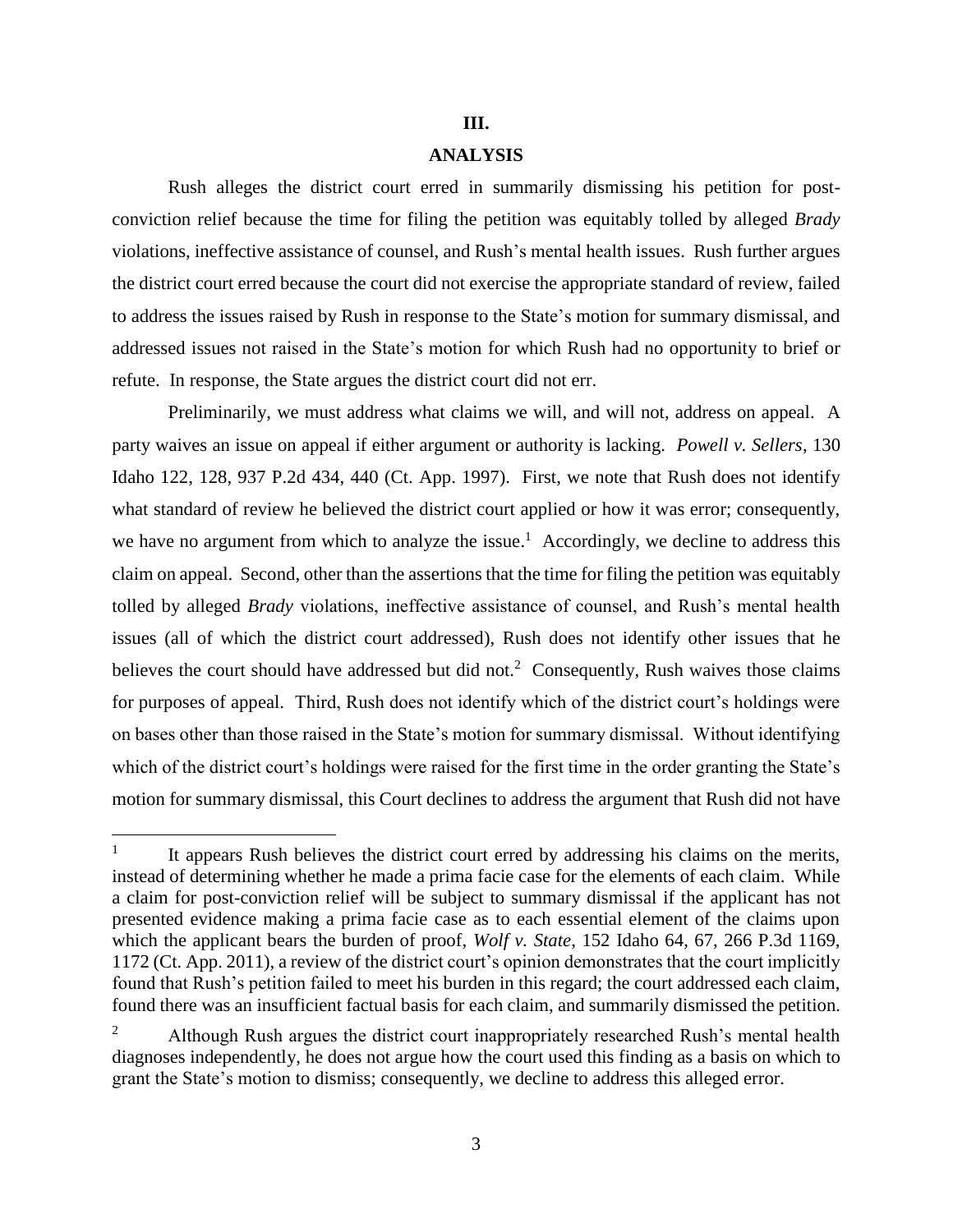## III.

## ANALYSIS

Rush alleges the district court erred in summarily dismissing his petition for post-conviction relief because the time for filing the petition was equitably tolled by alleged *Brady* violations, ineffective assistance of counsel, and Rush's mental health issues. Rush further argues the district court erred because the court did not exercise the appropriate standard of review, failed to address the issues raised by Rush in response to the State's motion for summary dismissal, and addressed issues not raised in the State's motion for which Rush had no opportunity to brief or refute. In response, the State argues the district court did not err.

Preliminarily, we must address what claims we will, and will not, address on appeal. A party waives an issue on appeal if either argument or authority is lacking. *Powell v. Sellers*, 130 Idaho 122, 128, 937 P.2d 434, 440 (Ct. App. 1997). First, we note that Rush does not identify what standard of review he believed the district court applied or how it was error; consequently, we have no argument from which to analyze the issue.[1] Accordingly, we decline to address this claim on appeal. Second, other than the assertions that the time for filing the petition was equitably tolled by alleged *Brady* violations, ineffective assistance of counsel, and Rush's mental health issues (all of which the district court addressed), Rush does not identify other issues that he believes the court should have addressed but did not.[2] Consequently, Rush waives those claims for purposes of appeal. Third, Rush does not identify which of the district court's holdings were on bases other than those raised in the State's motion for summary dismissal. Without identifying which of the district court's holdings were raised for the first time in the order granting the State's motion for summary dismissal, this Court declines to address the argument that Rush did not have

---

[1] It appears Rush believes the district court erred by addressing his claims on the merits, instead of determining whether he made a prima facie case for the elements of each claim. While a claim for post-conviction relief will be subject to summary dismissal if the applicant has not presented evidence making a prima facie case as to each essential element of the claims upon which the applicant bears the burden of proof, *Wolf v. State*, 152 Idaho 64, 67, 266 P.3d 1169, 1172 (Ct. App. 2011), a review of the district court's opinion demonstrates that the court implicitly found that Rush's petition failed to meet his burden in this regard; the court addressed each claim, found there was an insufficient factual basis for each claim, and summarily dismissed the petition.

[2] Although Rush argues the district court inappropriately researched Rush's mental health diagnoses independently, he does not argue how the court used this finding as a basis on which to grant the State's motion to dismiss; consequently, we decline to address this alleged error.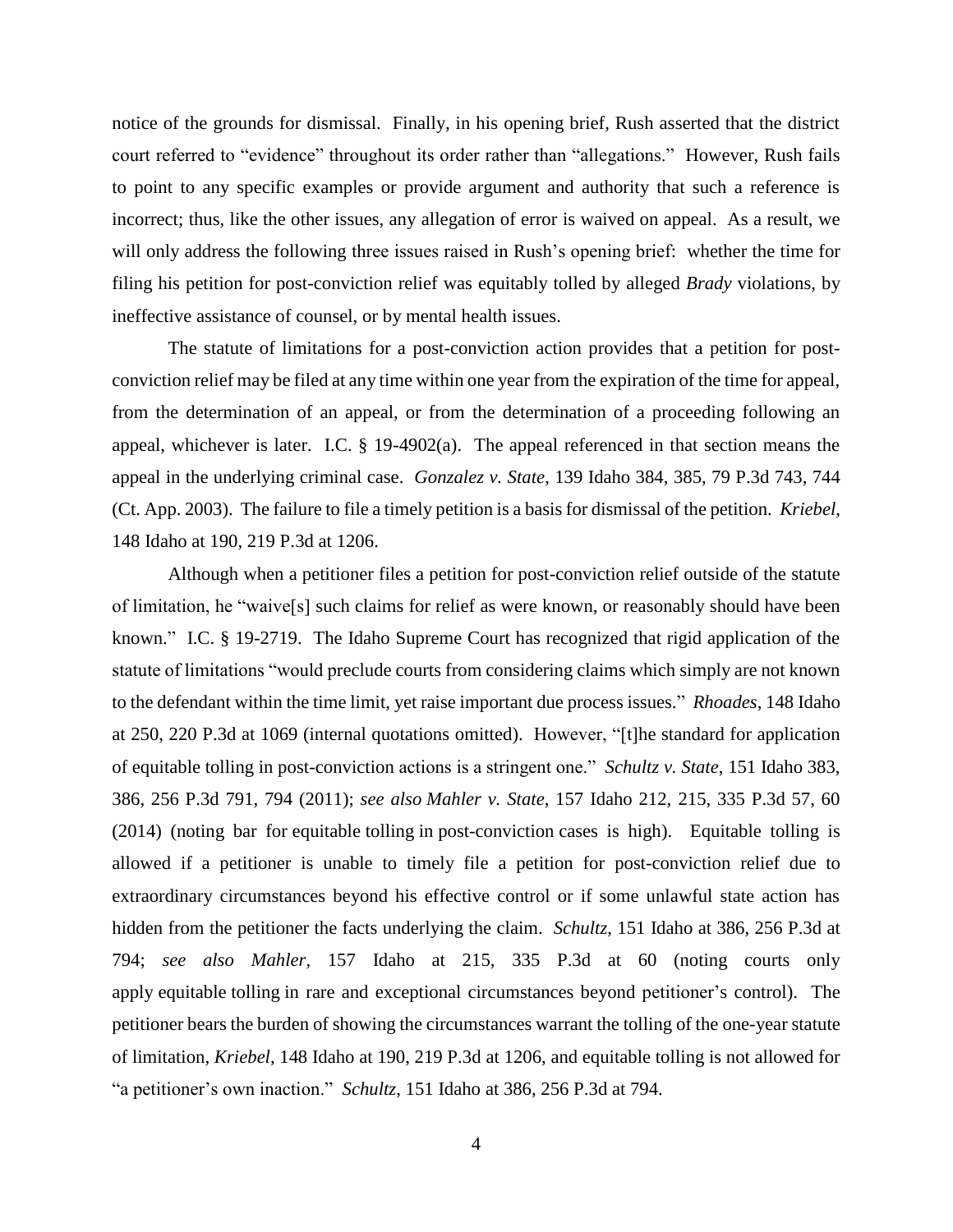notice of the grounds for dismissal. Finally, in his opening brief, Rush asserted that the district court referred to "evidence" throughout its order rather than "allegations." However, Rush fails to point to any specific examples or provide argument and authority that such a reference is incorrect; thus, like the other issues, any allegation of error is waived on appeal. As a result, we will only address the following three issues raised in Rush's opening brief: whether the time for filing his petition for post-conviction relief was equitably tolled by alleged *Brady* violations, by ineffective assistance of counsel, or by mental health issues.

The statute of limitations for a post-conviction action provides that a petition for post-conviction relief may be filed at any time within one year from the expiration of the time for appeal, from the determination of an appeal, or from the determination of a proceeding following an appeal, whichever is later. I.C. § 19-4902(a). The appeal referenced in that section means the appeal in the underlying criminal case. *Gonzalez v. State*, 139 Idaho 384, 385, 79 P.3d 743, 744 (Ct. App. 2003). The failure to file a timely petition is a basis for dismissal of the petition. *Kriebel*, 148 Idaho at 190, 219 P.3d at 1206.

Although when a petitioner files a petition for post-conviction relief outside of the statute of limitation, he "waive[s] such claims for relief as were known, or reasonably should have been known." I.C. § 19-2719. The Idaho Supreme Court has recognized that rigid application of the statute of limitations "would preclude courts from considering claims which simply are not known to the defendant within the time limit, yet raise important due process issues." *Rhoades*, 148 Idaho at 250, 220 P.3d at 1069 (internal quotations omitted). However, "[t]he standard for application of equitable tolling in post-conviction actions is a stringent one." *Schultz v. State*, 151 Idaho 383, 386, 256 P.3d 791, 794 (2011); *see also Mahler v. State*, 157 Idaho 212, 215, 335 P.3d 57, 60 (2014) (noting bar for equitable tolling in post-conviction cases is high). Equitable tolling is allowed if a petitioner is unable to timely file a petition for post-conviction relief due to extraordinary circumstances beyond his effective control or if some unlawful state action has hidden from the petitioner the facts underlying the claim. *Schultz*, 151 Idaho at 386, 256 P.3d at 794; *see also Mahler*, 157 Idaho at 215, 335 P.3d at 60 (noting courts only apply equitable tolling in rare and exceptional circumstances beyond petitioner's control). The petitioner bears the burden of showing the circumstances warrant the tolling of the one-year statute of limitation, *Kriebel*, 148 Idaho at 190, 219 P.3d at 1206, and equitable tolling is not allowed for "a petitioner's own inaction." *Schultz*, 151 Idaho at 386, 256 P.3d at 794.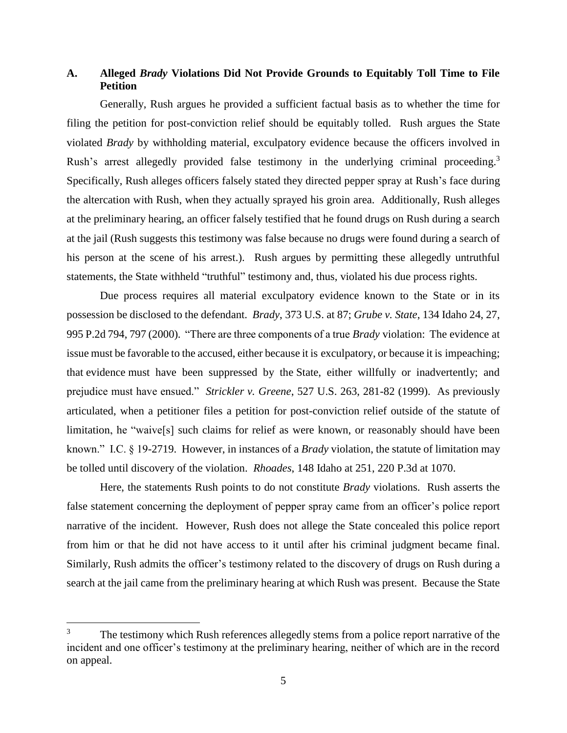### A. Alleged *Brady* Violations Did Not Provide Grounds to Equitably Toll Time to File Petition

Generally, Rush argues he provided a sufficient factual basis as to whether the time for filing the petition for post-conviction relief should be equitably tolled. Rush argues the State violated *Brady* by withholding material, exculpatory evidence because the officers involved in Rush's arrest allegedly provided false testimony in the underlying criminal proceeding.[3] Specifically, Rush alleges officers falsely stated they directed pepper spray at Rush's face during the altercation with Rush, when they actually sprayed his groin area. Additionally, Rush alleges at the preliminary hearing, an officer falsely testified that he found drugs on Rush during a search at the jail (Rush suggests this testimony was false because no drugs were found during a search of his person at the scene of his arrest.). Rush argues by permitting these allegedly untruthful statements, the State withheld "truthful" testimony and, thus, violated his due process rights.

Due process requires all material exculpatory evidence known to the State or in its possession be disclosed to the defendant. *Brady*, 373 U.S. at 87; *Grube v. State*, 134 Idaho 24, 27, 995 P.2d 794, 797 (2000). "There are three components of a true *Brady* violation: The evidence at issue must be favorable to the accused, either because it is exculpatory, or because it is impeaching; that evidence must have been suppressed by the State, either willfully or inadvertently; and prejudice must have ensued." *Strickler v. Greene*, 527 U.S. 263, 281-82 (1999). As previously articulated, when a petitioner files a petition for post-conviction relief outside of the statute of limitation, he "waive[s] such claims for relief as were known, or reasonably should have been known." I.C. § 19-2719. However, in instances of a *Brady* violation, the statute of limitation may be tolled until discovery of the violation. *Rhoades*, 148 Idaho at 251, 220 P.3d at 1070.

Here, the statements Rush points to do not constitute *Brady* violations. Rush asserts the false statement concerning the deployment of pepper spray came from an officer's police report narrative of the incident. However, Rush does not allege the State concealed this police report from him or that he did not have access to it until after his criminal judgment became final. Similarly, Rush admits the officer's testimony related to the discovery of drugs on Rush during a search at the jail came from the preliminary hearing at which Rush was present. Because the State

---

[3] The testimony which Rush references allegedly stems from a police report narrative of the incident and one officer's testimony at the preliminary hearing, neither of which are in the record on appeal.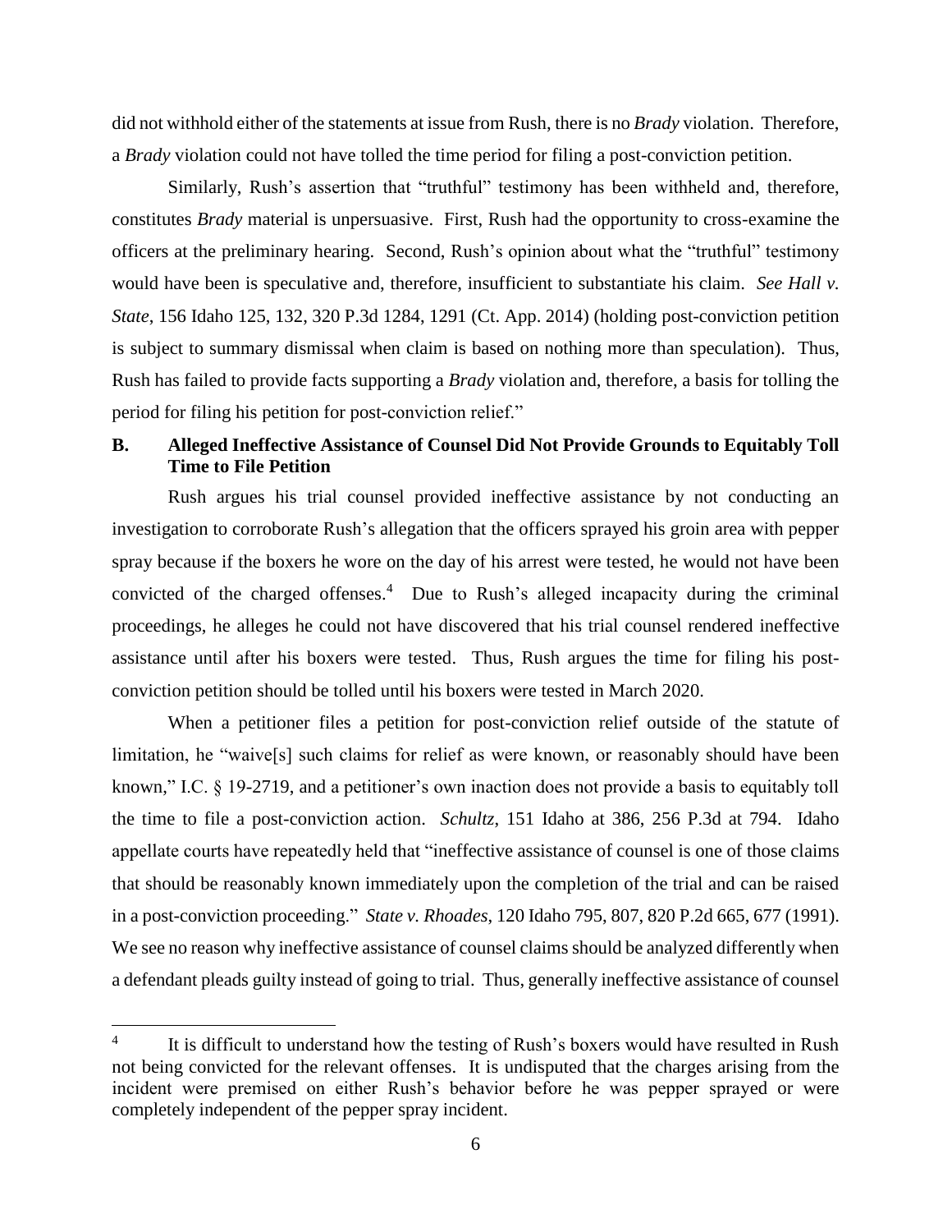did not withhold either of the statements at issue from Rush, there is no *Brady* violation. Therefore, a *Brady* violation could not have tolled the time period for filing a post-conviction petition.

Similarly, Rush's assertion that "truthful" testimony has been withheld and, therefore, constitutes *Brady* material is unpersuasive. First, Rush had the opportunity to cross-examine the officers at the preliminary hearing. Second, Rush's opinion about what the "truthful" testimony would have been is speculative and, therefore, insufficient to substantiate his claim. *See Hall v. State*, 156 Idaho 125, 132, 320 P.3d 1284, 1291 (Ct. App. 2014) (holding post-conviction petition is subject to summary dismissal when claim is based on nothing more than speculation). Thus, Rush has failed to provide facts supporting a *Brady* violation and, therefore, a basis for tolling the period for filing his petition for post-conviction relief."

### B. Alleged Ineffective Assistance of Counsel Did Not Provide Grounds to Equitably Toll Time to File Petition

Rush argues his trial counsel provided ineffective assistance by not conducting an investigation to corroborate Rush's allegation that the officers sprayed his groin area with pepper spray because if the boxers he wore on the day of his arrest were tested, he would not have been convicted of the charged offenses.[4] Due to Rush's alleged incapacity during the criminal proceedings, he alleges he could not have discovered that his trial counsel rendered ineffective assistance until after his boxers were tested. Thus, Rush argues the time for filing his post-conviction petition should be tolled until his boxers were tested in March 2020.

When a petitioner files a petition for post-conviction relief outside of the statute of limitation, he "waive[s] such claims for relief as were known, or reasonably should have been known," I.C. § 19-2719, and a petitioner's own inaction does not provide a basis to equitably toll the time to file a post-conviction action. *Schultz*, 151 Idaho at 386, 256 P.3d at 794. Idaho appellate courts have repeatedly held that "ineffective assistance of counsel is one of those claims that should be reasonably known immediately upon the completion of the trial and can be raised in a post-conviction proceeding." *State v. Rhoades*, 120 Idaho 795, 807, 820 P.2d 665, 677 (1991). We see no reason why ineffective assistance of counsel claims should be analyzed differently when a defendant pleads guilty instead of going to trial. Thus, generally ineffective assistance of counsel

---

[4] It is difficult to understand how the testing of Rush's boxers would have resulted in Rush not being convicted for the relevant offenses. It is undisputed that the charges arising from the incident were premised on either Rush's behavior before he was pepper sprayed or were completely independent of the pepper spray incident.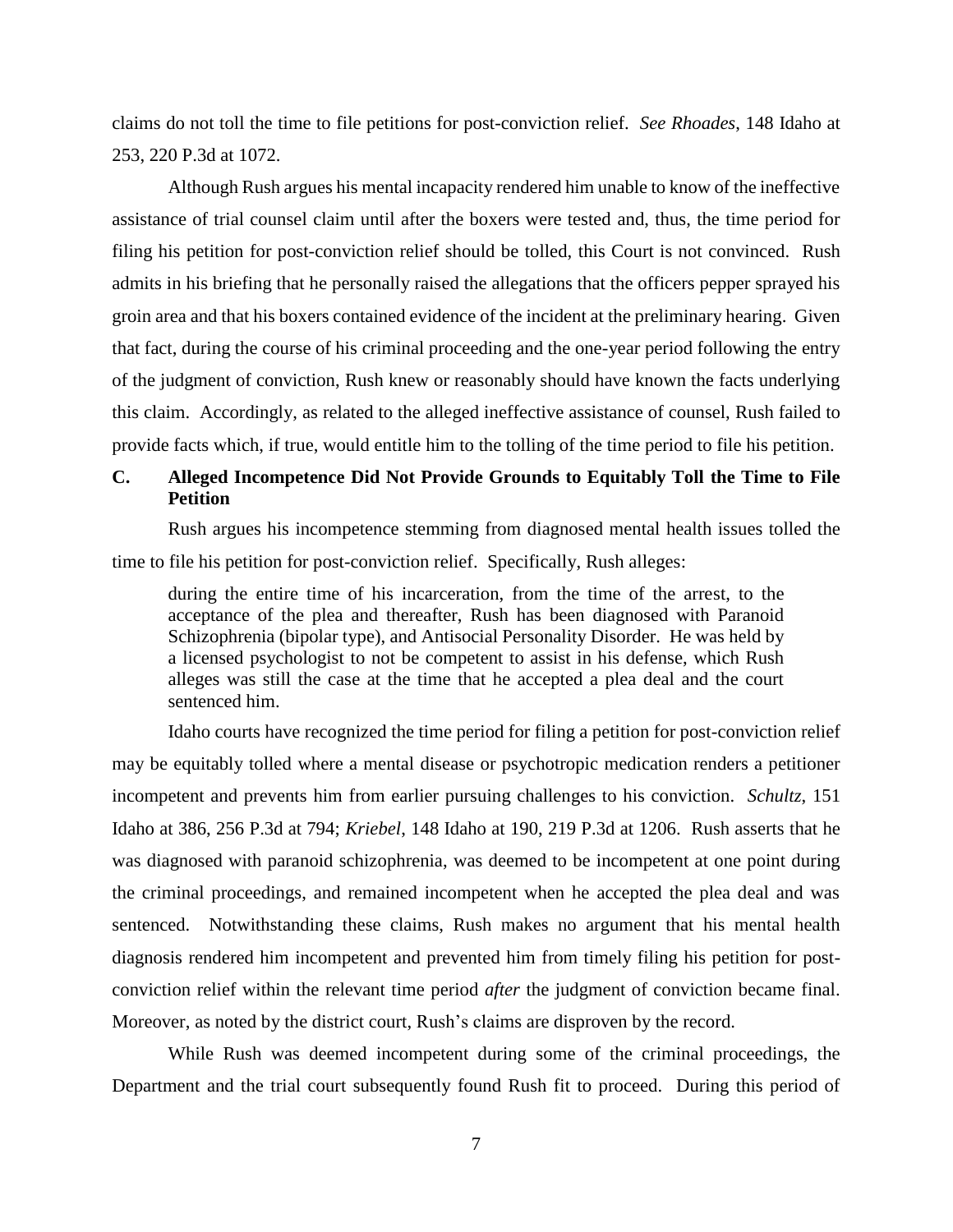claims do not toll the time to file petitions for post-conviction relief. *See Rhoades*, 148 Idaho at 253, 220 P.3d at 1072.

Although Rush argues his mental incapacity rendered him unable to know of the ineffective assistance of trial counsel claim until after the boxers were tested and, thus, the time period for filing his petition for post-conviction relief should be tolled, this Court is not convinced. Rush admits in his briefing that he personally raised the allegations that the officers pepper sprayed his groin area and that his boxers contained evidence of the incident at the preliminary hearing. Given that fact, during the course of his criminal proceeding and the one-year period following the entry of the judgment of conviction, Rush knew or reasonably should have known the facts underlying this claim. Accordingly, as related to the alleged ineffective assistance of counsel, Rush failed to provide facts which, if true, would entitle him to the tolling of the time period to file his petition.

### C. Alleged Incompetence Did Not Provide Grounds to Equitably Toll the Time to File Petition

Rush argues his incompetence stemming from diagnosed mental health issues tolled the time to file his petition for post-conviction relief. Specifically, Rush alleges:

> during the entire time of his incarceration, from the time of the arrest, to the acceptance of the plea and thereafter, Rush has been diagnosed with Paranoid Schizophrenia (bipolar type), and Antisocial Personality Disorder. He was held by a licensed psychologist to not be competent to assist in his defense, which Rush alleges was still the case at the time that he accepted a plea deal and the court sentenced him.

Idaho courts have recognized the time period for filing a petition for post-conviction relief may be equitably tolled where a mental disease or psychotropic medication renders a petitioner incompetent and prevents him from earlier pursuing challenges to his conviction. *Schultz*, 151 Idaho at 386, 256 P.3d at 794; *Kriebel*, 148 Idaho at 190, 219 P.3d at 1206. Rush asserts that he was diagnosed with paranoid schizophrenia, was deemed to be incompetent at one point during the criminal proceedings, and remained incompetent when he accepted the plea deal and was sentenced. Notwithstanding these claims, Rush makes no argument that his mental health diagnosis rendered him incompetent and prevented him from timely filing his petition for post-conviction relief within the relevant time period *after* the judgment of conviction became final. Moreover, as noted by the district court, Rush's claims are disproven by the record.

While Rush was deemed incompetent during some of the criminal proceedings, the Department and the trial court subsequently found Rush fit to proceed. During this period of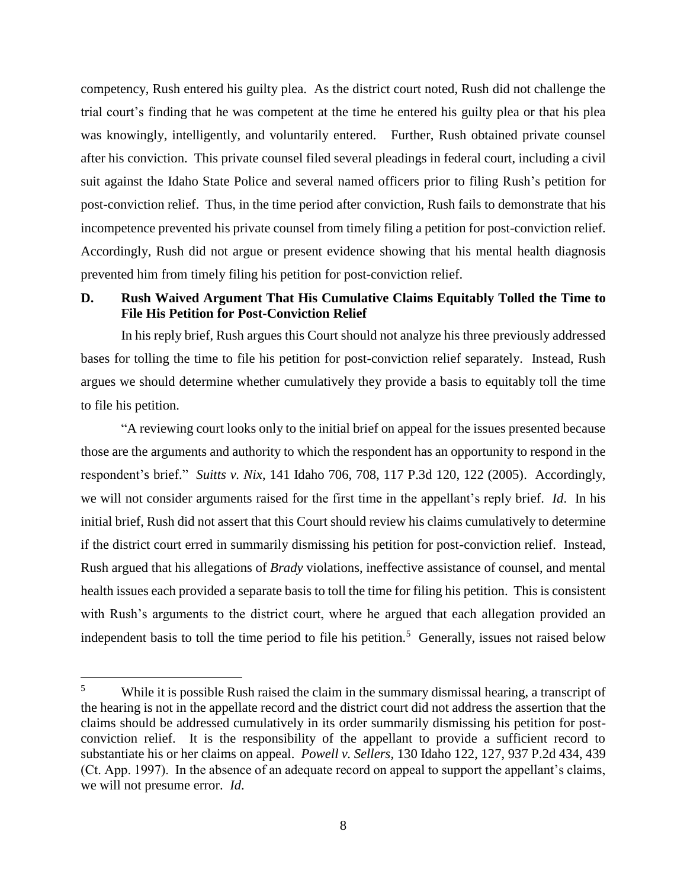competency, Rush entered his guilty plea. As the district court noted, Rush did not challenge the trial court's finding that he was competent at the time he entered his guilty plea or that his plea was knowingly, intelligently, and voluntarily entered. Further, Rush obtained private counsel after his conviction. This private counsel filed several pleadings in federal court, including a civil suit against the Idaho State Police and several named officers prior to filing Rush's petition for post-conviction relief. Thus, in the time period after conviction, Rush fails to demonstrate that his incompetence prevented his private counsel from timely filing a petition for post-conviction relief. Accordingly, Rush did not argue or present evidence showing that his mental health diagnosis prevented him from timely filing his petition for post-conviction relief.

### D. Rush Waived Argument That His Cumulative Claims Equitably Tolled the Time to File His Petition for Post-Conviction Relief

In his reply brief, Rush argues this Court should not analyze his three previously addressed bases for tolling the time to file his petition for post-conviction relief separately. Instead, Rush argues we should determine whether cumulatively they provide a basis to equitably toll the time to file his petition.

"A reviewing court looks only to the initial brief on appeal for the issues presented because those are the arguments and authority to which the respondent has an opportunity to respond in the respondent's brief." *Suitts v. Nix*, 141 Idaho 706, 708, 117 P.3d 120, 122 (2005). Accordingly, we will not consider arguments raised for the first time in the appellant's reply brief. *Id*. In his initial brief, Rush did not assert that this Court should review his claims cumulatively to determine if the district court erred in summarily dismissing his petition for post-conviction relief. Instead, Rush argued that his allegations of *Brady* violations, ineffective assistance of counsel, and mental health issues each provided a separate basis to toll the time for filing his petition. This is consistent with Rush's arguments to the district court, where he argued that each allegation provided an independent basis to toll the time period to file his petition.[5] Generally, issues not raised below

[5] While it is possible Rush raised the claim in the summary dismissal hearing, a transcript of the hearing is not in the appellate record and the district court did not address the assertion that the claims should be addressed cumulatively in its order summarily dismissing his petition for post-conviction relief. It is the responsibility of the appellant to provide a sufficient record to substantiate his or her claims on appeal. *Powell v. Sellers*, 130 Idaho 122, 127, 937 P.2d 434, 439 (Ct. App. 1997). In the absence of an adequate record on appeal to support the appellant's claims, we will not presume error. *Id*.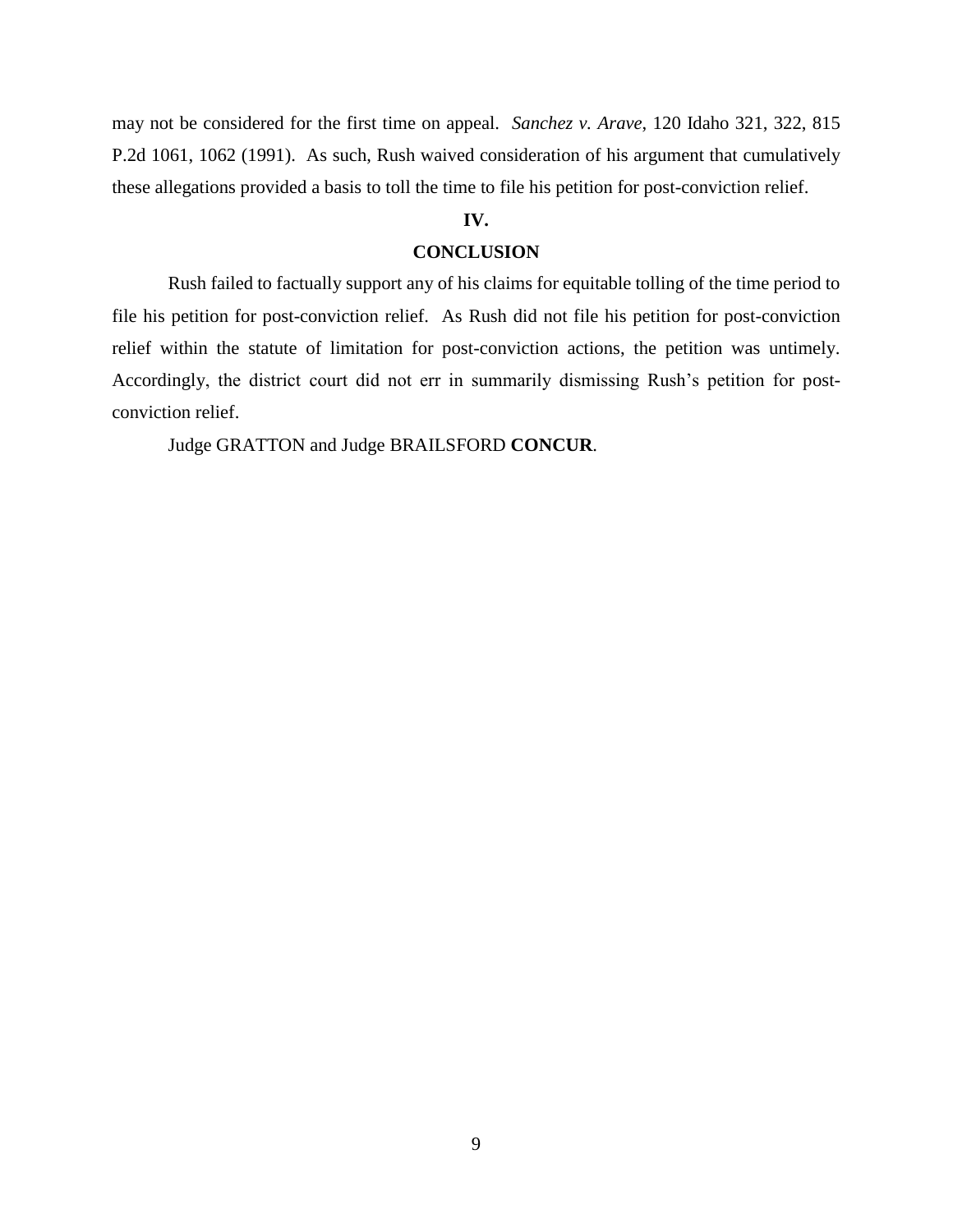may not be considered for the first time on appeal. *Sanchez v. Arave*, 120 Idaho 321, 322, 815 P.2d 1061, 1062 (1991). As such, Rush waived consideration of his argument that cumulatively these allegations provided a basis to toll the time to file his petition for post-conviction relief.

## IV.

## CONCLUSION

Rush failed to factually support any of his claims for equitable tolling of the time period to file his petition for post-conviction relief. As Rush did not file his petition for post-conviction relief within the statute of limitation for post-conviction actions, the petition was untimely. Accordingly, the district court did not err in summarily dismissing Rush's petition for post-conviction relief.

Judge GRATTON and Judge BRAILSFORD **CONCUR**.